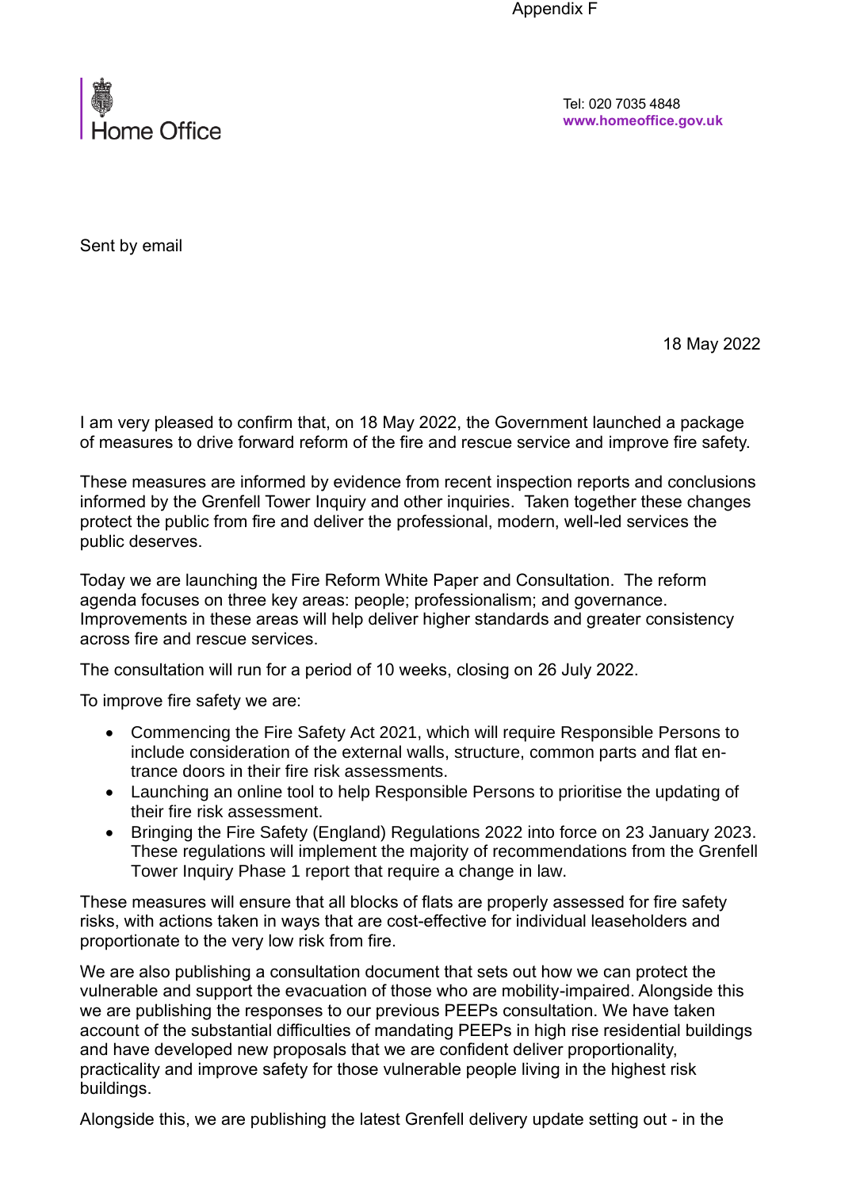Appendix F

Home Office

Tel: 020 7035 4848
www.homeoffice.gov.uk

Sent by email

18 May 2022

I am very pleased to confirm that, on 18 May 2022, the Government launched a package of measures to drive forward reform of the fire and rescue service and improve fire safety.

These measures are informed by evidence from recent inspection reports and conclusions informed by the Grenfell Tower Inquiry and other inquiries. Taken together these changes protect the public from fire and deliver the professional, modern, well-led services the public deserves.

Today we are launching the Fire Reform White Paper and Consultation. The reform agenda focuses on three key areas: people; professionalism; and governance. Improvements in these areas will help deliver higher standards and greater consistency across fire and rescue services.

The consultation will run for a period of 10 weeks, closing on 26 July 2022.

To improve fire safety we are:

- Commencing the Fire Safety Act 2021, which will require Responsible Persons to include consideration of the external walls, structure, common parts and flat entrance doors in their fire risk assessments.
- Launching an online tool to help Responsible Persons to prioritise the updating of their fire risk assessment.
- Bringing the Fire Safety (England) Regulations 2022 into force on 23 January 2023. These regulations will implement the majority of recommendations from the Grenfell Tower Inquiry Phase 1 report that require a change in law.

These measures will ensure that all blocks of flats are properly assessed for fire safety risks, with actions taken in ways that are cost-effective for individual leaseholders and proportionate to the very low risk from fire.

We are also publishing a consultation document that sets out how we can protect the vulnerable and support the evacuation of those who are mobility-impaired. Alongside this we are publishing the responses to our previous PEEPs consultation. We have taken account of the substantial difficulties of mandating PEEPs in high rise residential buildings and have developed new proposals that we are confident deliver proportionality, practicality and improve safety for those vulnerable people living in the highest risk buildings.

Alongside this, we are publishing the latest Grenfell delivery update setting out - in the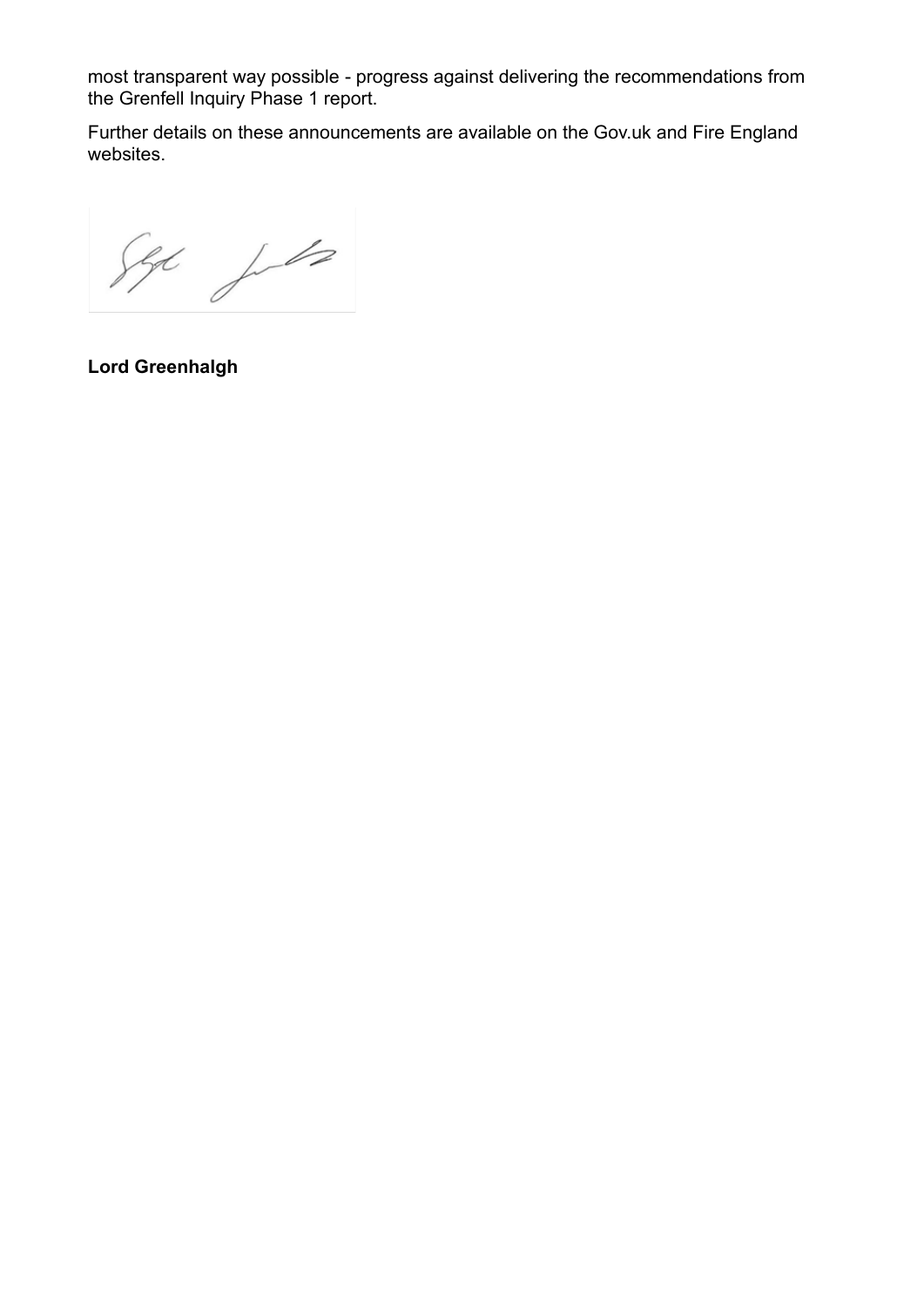most transparent way possible - progress against delivering the recommendations from the Grenfell Inquiry Phase 1 report.

Further details on these announcements are available on the Gov.uk and Fire England websites.

**Lord Greenhalgh**